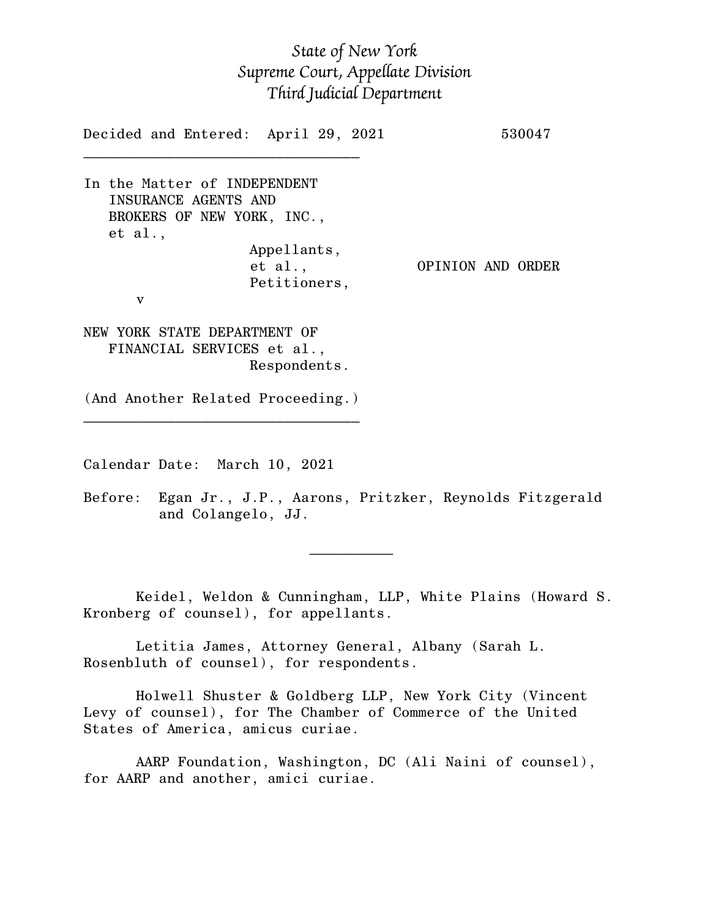*State of New York*
*Supreme Court, Appellate Division*
*Third Judicial Department*

Decided and Entered: April 29, 2021 530047

---

In the Matter of INDEPENDENT INSURANCE AGENTS AND BROKERS OF NEW YORK, INC., et al.,
Appellants,
et al.,
Petitioners,

v

NEW YORK STATE DEPARTMENT OF FINANCIAL SERVICES et al.,
Respondents.

OPINION AND ORDER

(And Another Related Proceeding.)

---

Calendar Date: March 10, 2021

Before: Egan Jr., J.P., Aarons, Pritzker, Reynolds Fitzgerald and Colangelo, JJ.

---

Keidel, Weldon & Cunningham, LLP, White Plains (Howard S. Kronberg of counsel), for appellants.

Letitia James, Attorney General, Albany (Sarah L. Rosenbluth of counsel), for respondents.

Holwell Shuster & Goldberg LLP, New York City (Vincent Levy of counsel), for The Chamber of Commerce of the United States of America, amicus curiae.

AARP Foundation, Washington, DC (Ali Naini of counsel), for AARP and another, amici curiae.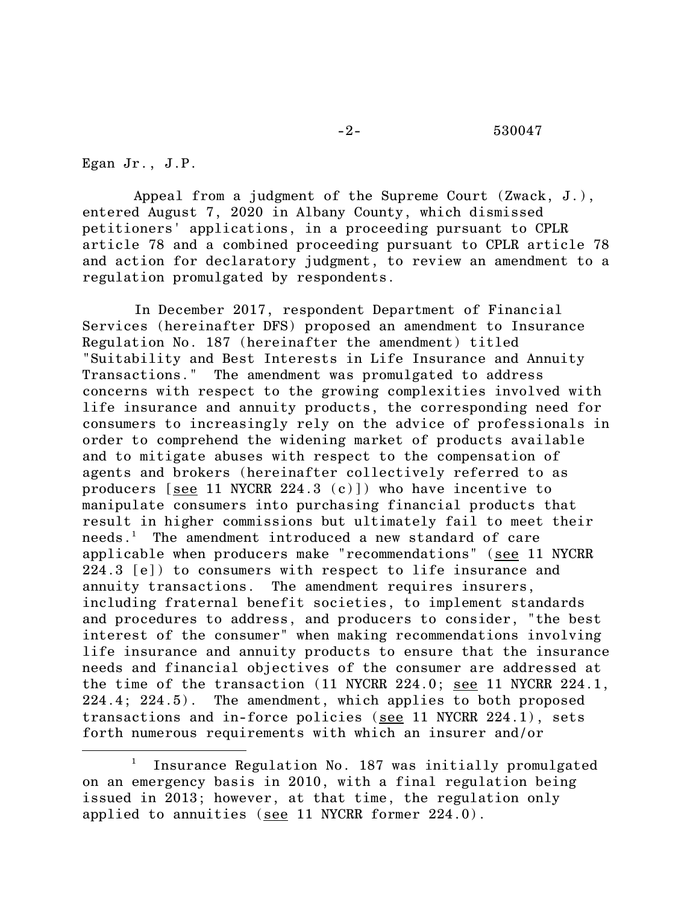Egan Jr., J.P.

Appeal from a judgment of the Supreme Court (Zwack, J.), entered August 7, 2020 in Albany County, which dismissed petitioners' applications, in a proceeding pursuant to CPLR article 78 and a combined proceeding pursuant to CPLR article 78 and action for declaratory judgment, to review an amendment to a regulation promulgated by respondents.

In December 2017, respondent Department of Financial Services (hereinafter DFS) proposed an amendment to Insurance Regulation No. 187 (hereinafter the amendment) titled "Suitability and Best Interests in Life Insurance and Annuity Transactions." The amendment was promulgated to address concerns with respect to the growing complexities involved with life insurance and annuity products, the corresponding need for consumers to increasingly rely on the advice of professionals in order to comprehend the widening market of products available and to mitigate abuses with respect to the compensation of agents and brokers (hereinafter collectively referred to as producers [see 11 NYCRR 224.3 (c)]) who have incentive to manipulate consumers into purchasing financial products that result in higher commissions but ultimately fail to meet their needs.[1] The amendment introduced a new standard of care applicable when producers make "recommendations" (see 11 NYCRR 224.3 [e]) to consumers with respect to life insurance and annuity transactions. The amendment requires insurers, including fraternal benefit societies, to implement standards and procedures to address, and producers to consider, "the best interest of the consumer" when making recommendations involving life insurance and annuity products to ensure that the insurance needs and financial objectives of the consumer are addressed at the time of the transaction (11 NYCRR 224.0; see 11 NYCRR 224.1, 224.4; 224.5). The amendment, which applies to both proposed transactions and in-force policies (see 11 NYCRR 224.1), sets forth numerous requirements with which an insurer and/or

[1] Insurance Regulation No. 187 was initially promulgated on an emergency basis in 2010, with a final regulation being issued in 2013; however, at that time, the regulation only applied to annuities (see 11 NYCRR former 224.0).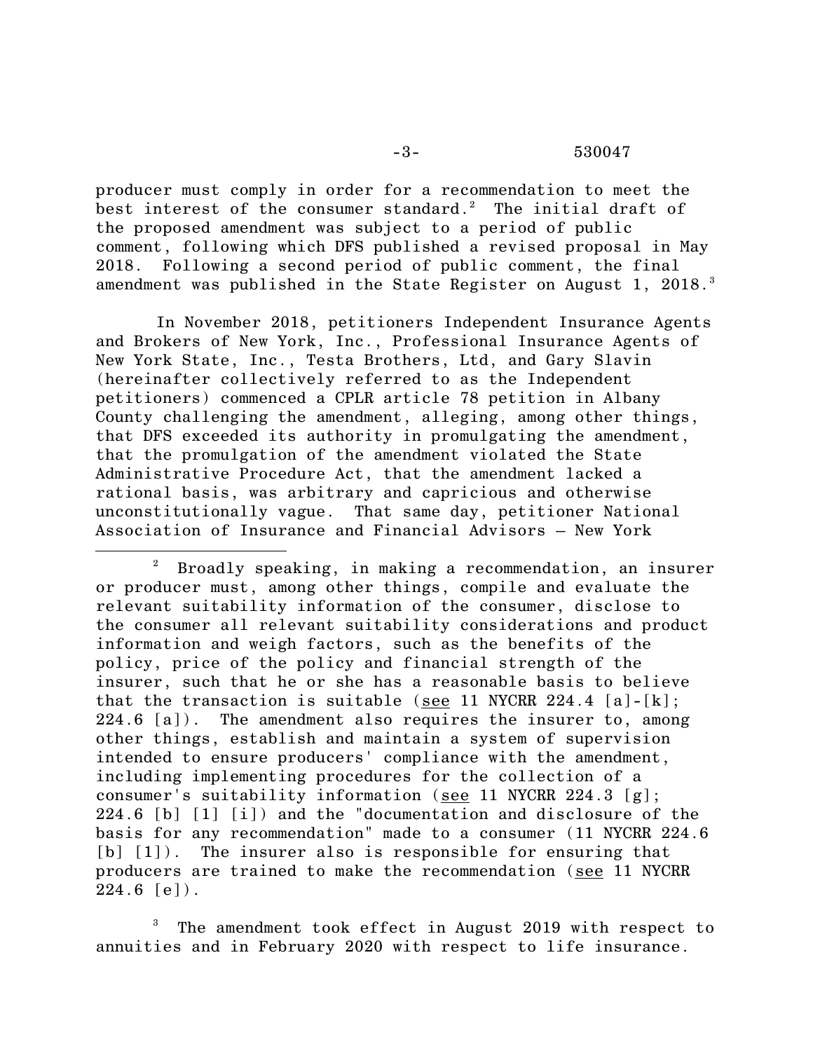producer must comply in order for a recommendation to meet the best interest of the consumer standard.[2] The initial draft of the proposed amendment was subject to a period of public comment, following which DFS published a revised proposal in May 2018. Following a second period of public comment, the final amendment was published in the State Register on August 1, 2018.[3]

In November 2018, petitioners Independent Insurance Agents and Brokers of New York, Inc., Professional Insurance Agents of New York State, Inc., Testa Brothers, Ltd, and Gary Slavin (hereinafter collectively referred to as the Independent petitioners) commenced a CPLR article 78 petition in Albany County challenging the amendment, alleging, among other things, that DFS exceeded its authority in promulgating the amendment, that the promulgation of the amendment violated the State Administrative Procedure Act, that the amendment lacked a rational basis, was arbitrary and capricious and otherwise unconstitutionally vague. That same day, petitioner National Association of Insurance and Financial Advisors – New York

---

[2] Broadly speaking, in making a recommendation, an insurer or producer must, among other things, compile and evaluate the relevant suitability information of the consumer, disclose to the consumer all relevant suitability considerations and product information and weigh factors, such as the benefits of the policy, price of the policy and financial strength of the insurer, such that he or she has a reasonable basis to believe that the transaction is suitable (see 11 NYCRR 224.4 [a]-[k]; 224.6 [a]). The amendment also requires the insurer to, among other things, establish and maintain a system of supervision intended to ensure producers' compliance with the amendment, including implementing procedures for the collection of a consumer's suitability information (see 11 NYCRR 224.3 [g]; 224.6 [b] [1] [i]) and the "documentation and disclosure of the basis for any recommendation" made to a consumer (11 NYCRR 224.6 [b] [1]). The insurer also is responsible for ensuring that producers are trained to make the recommendation (see 11 NYCRR 224.6 [e]).

[3] The amendment took effect in August 2019 with respect to annuities and in February 2020 with respect to life insurance.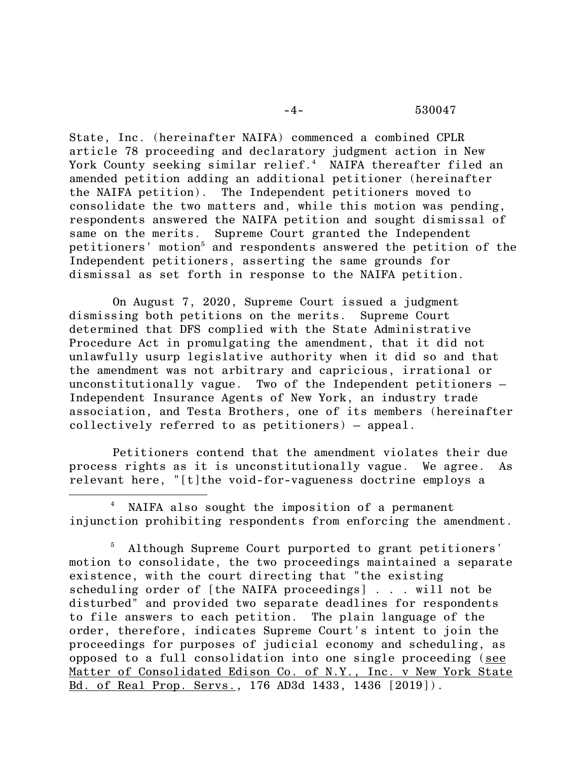State, Inc. (hereinafter NAIFA) commenced a combined CPLR article 78 proceeding and declaratory judgment action in New York County seeking similar relief.[4] NAIFA thereafter filed an amended petition adding an additional petitioner (hereinafter the NAIFA petition). The Independent petitioners moved to consolidate the two matters and, while this motion was pending, respondents answered the NAIFA petition and sought dismissal of same on the merits. Supreme Court granted the Independent petitioners' motion[5] and respondents answered the petition of the Independent petitioners, asserting the same grounds for dismissal as set forth in response to the NAIFA petition.

On August 7, 2020, Supreme Court issued a judgment dismissing both petitions on the merits. Supreme Court determined that DFS complied with the State Administrative Procedure Act in promulgating the amendment, that it did not unlawfully usurp legislative authority when it did so and that the amendment was not arbitrary and capricious, irrational or unconstitutionally vague. Two of the Independent petitioners – Independent Insurance Agents of New York, an industry trade association, and Testa Brothers, one of its members (hereinafter collectively referred to as petitioners) – appeal.

Petitioners contend that the amendment violates their due process rights as it is unconstitutionally vague. We agree. As relevant here, "[t]he void-for-vagueness doctrine employs a

---

[4] NAIFA also sought the imposition of a permanent injunction prohibiting respondents from enforcing the amendment.

[5] Although Supreme Court purported to grant petitioners' motion to consolidate, the two proceedings maintained a separate existence, with the court directing that "the existing scheduling order of [the NAIFA proceedings] . . . will not be disturbed" and provided two separate deadlines for respondents to file answers to each petition. The plain language of the order, therefore, indicates Supreme Court's intent to join the proceedings for purposes of judicial economy and scheduling, as opposed to a full consolidation into one single proceeding (see Matter of Consolidated Edison Co. of N.Y., Inc. v New York State Bd. of Real Prop. Servs., 176 AD3d 1433, 1436 [2019]).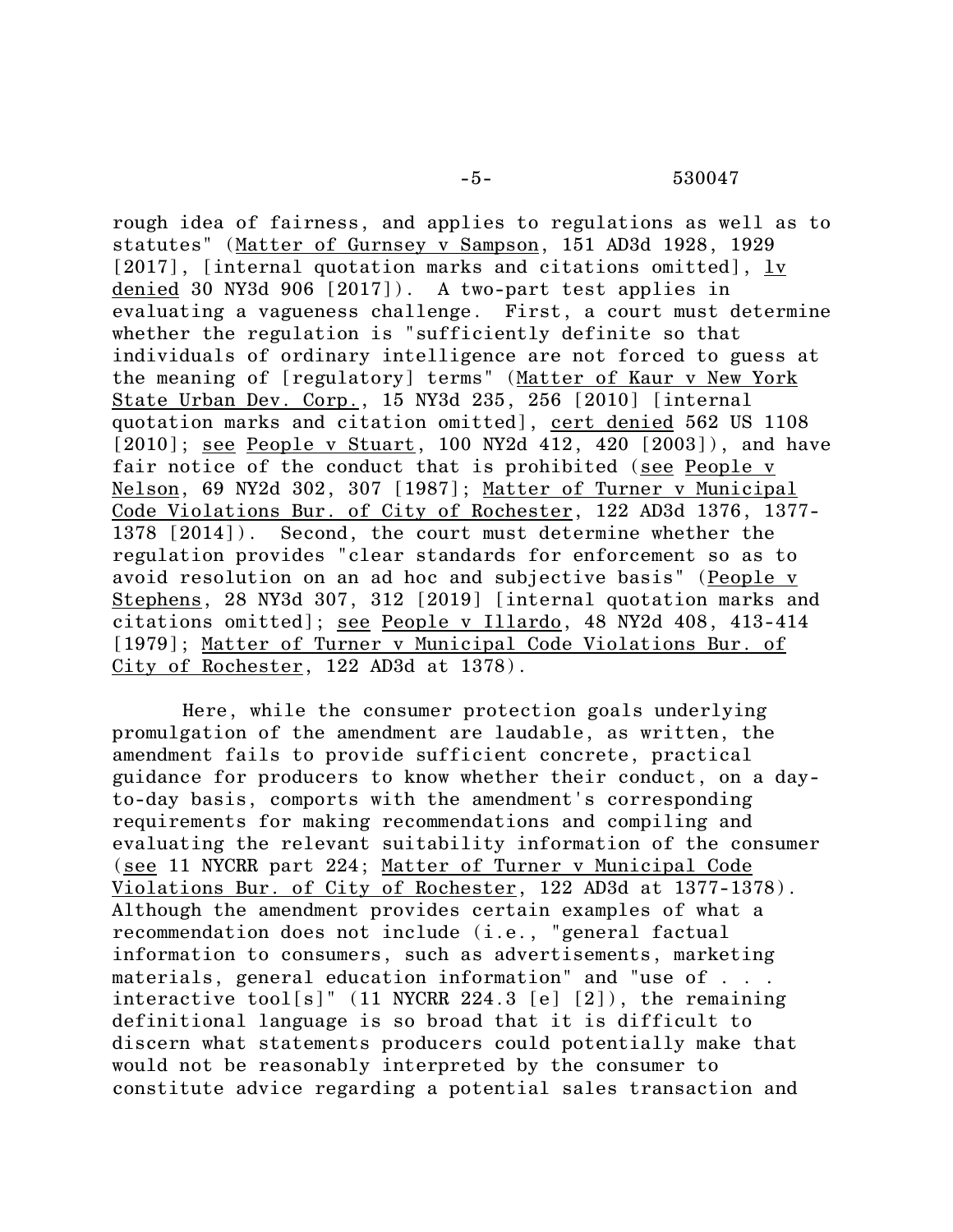rough idea of fairness, and applies to regulations as well as to statutes" (Matter of Gurnsey v Sampson, 151 AD3d 1928, 1929 [2017], [internal quotation marks and citations omitted], lv denied 30 NY3d 906 [2017]). A two-part test applies in evaluating a vagueness challenge. First, a court must determine whether the regulation is "sufficiently definite so that individuals of ordinary intelligence are not forced to guess at the meaning of [regulatory] terms" (Matter of Kaur v New York State Urban Dev. Corp., 15 NY3d 235, 256 [2010] [internal quotation marks and citation omitted], cert denied 562 US 1108 [2010]; see People v Stuart, 100 NY2d 412, 420 [2003]), and have fair notice of the conduct that is prohibited (see People v Nelson, 69 NY2d 302, 307 [1987]; Matter of Turner v Municipal Code Violations Bur. of City of Rochester, 122 AD3d 1376, 1377-1378 [2014]). Second, the court must determine whether the regulation provides "clear standards for enforcement so as to avoid resolution on an ad hoc and subjective basis" (People v Stephens, 28 NY3d 307, 312 [2019] [internal quotation marks and citations omitted]; see People v Illardo, 48 NY2d 408, 413-414 [1979]; Matter of Turner v Municipal Code Violations Bur. of City of Rochester, 122 AD3d at 1378).

Here, while the consumer protection goals underlying promulgation of the amendment are laudable, as written, the amendment fails to provide sufficient concrete, practical guidance for producers to know whether their conduct, on a day-to-day basis, comports with the amendment's corresponding requirements for making recommendations and compiling and evaluating the relevant suitability information of the consumer (see 11 NYCRR part 224; Matter of Turner v Municipal Code Violations Bur. of City of Rochester, 122 AD3d at 1377-1378). Although the amendment provides certain examples of what a recommendation does not include (i.e., "general factual information to consumers, such as advertisements, marketing materials, general education information" and "use of . . . interactive tool[s]" (11 NYCRR 224.3 [e] [2]), the remaining definitional language is so broad that it is difficult to discern what statements producers could potentially make that would not be reasonably interpreted by the consumer to constitute advice regarding a potential sales transaction and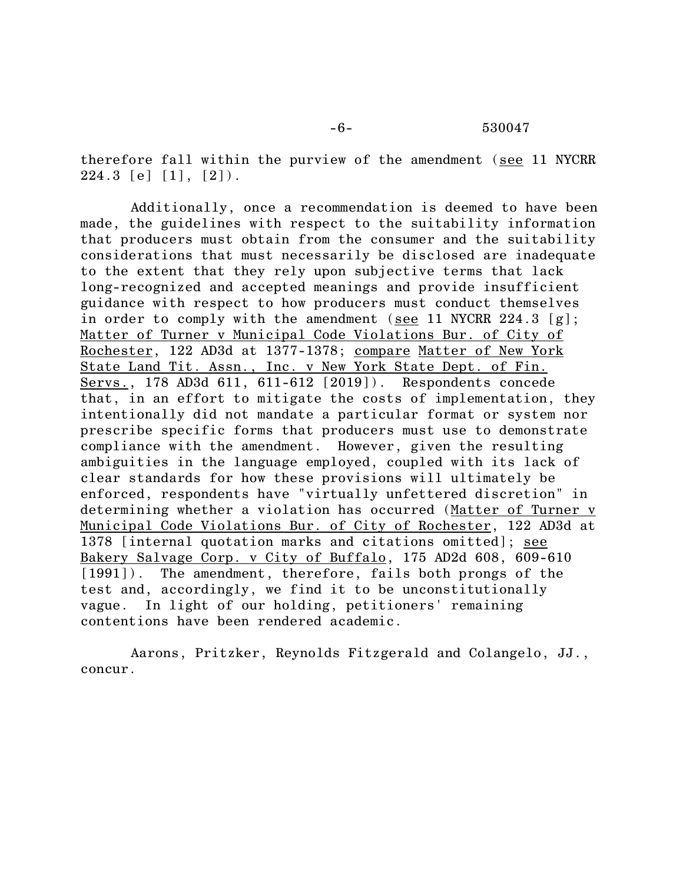therefore fall within the purview of the amendment (see 11 NYCRR 224.3 [e] [1], [2]).

Additionally, once a recommendation is deemed to have been made, the guidelines with respect to the suitability information that producers must obtain from the consumer and the suitability considerations that must necessarily be disclosed are inadequate to the extent that they rely upon subjective terms that lack long-recognized and accepted meanings and provide insufficient guidance with respect to how producers must conduct themselves in order to comply with the amendment (see 11 NYCRR 224.3 [g]; Matter of Turner v Municipal Code Violations Bur. of City of Rochester, 122 AD3d at 1377-1378; compare Matter of New York State Land Tit. Assn., Inc. v New York State Dept. of Fin. Servs., 178 AD3d 611, 611-612 [2019]). Respondents concede that, in an effort to mitigate the costs of implementation, they intentionally did not mandate a particular format or system nor prescribe specific forms that producers must use to demonstrate compliance with the amendment. However, given the resulting ambiguities in the language employed, coupled with its lack of clear standards for how these provisions will ultimately be enforced, respondents have "virtually unfettered discretion" in determining whether a violation has occurred (Matter of Turner v Municipal Code Violations Bur. of City of Rochester, 122 AD3d at 1378 [internal quotation marks and citations omitted]; see Bakery Salvage Corp. v City of Buffalo, 175 AD2d 608, 609-610 [1991]). The amendment, therefore, fails both prongs of the test and, accordingly, we find it to be unconstitutionally vague. In light of our holding, petitioners' remaining contentions have been rendered academic.

Aarons, Pritzker, Reynolds Fitzgerald and Colangelo, JJ., concur.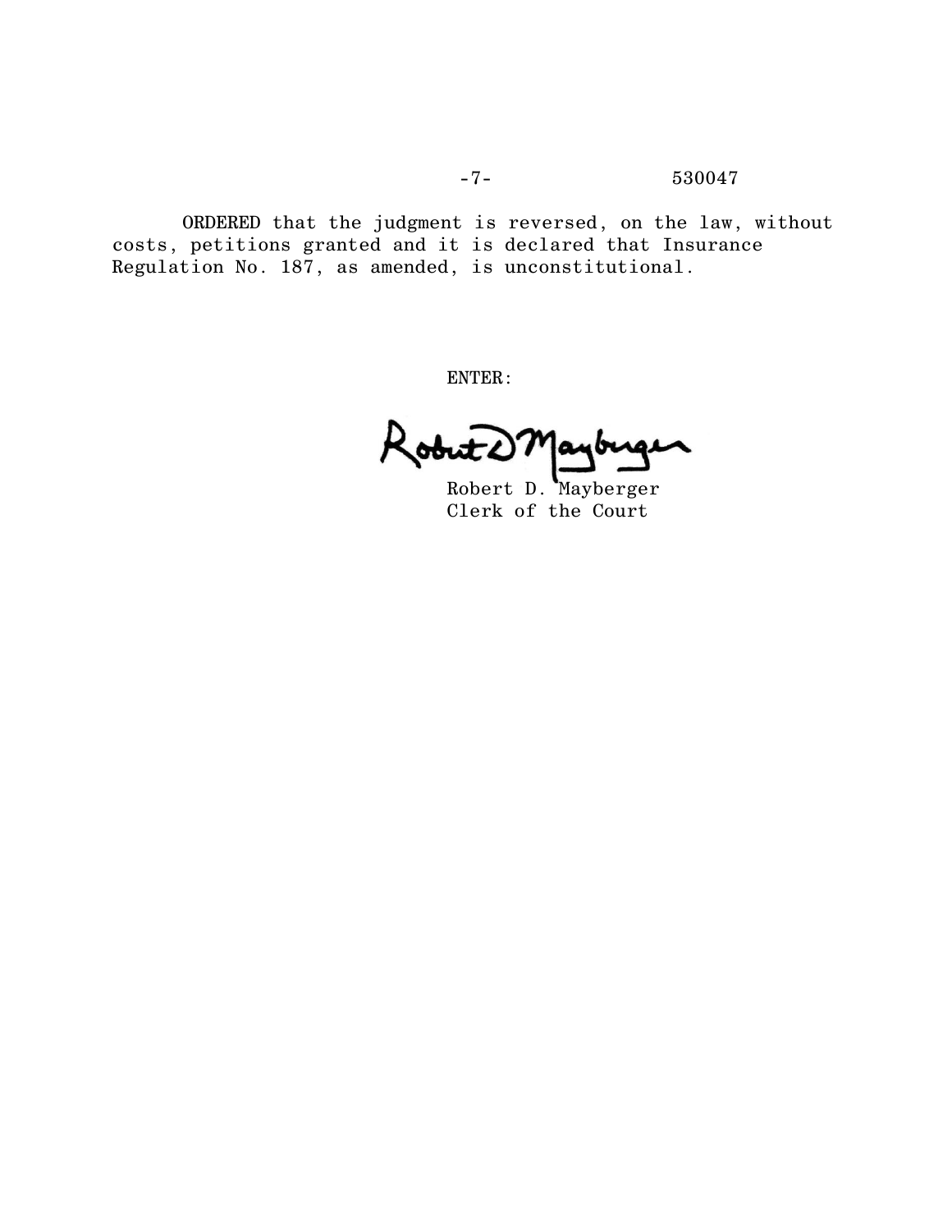ORDERED that the judgment is reversed, on the law, without costs, petitions granted and it is declared that Insurance Regulation No. 187, as amended, is unconstitutional.

ENTER:

Robert D. Mayberger
Clerk of the Court